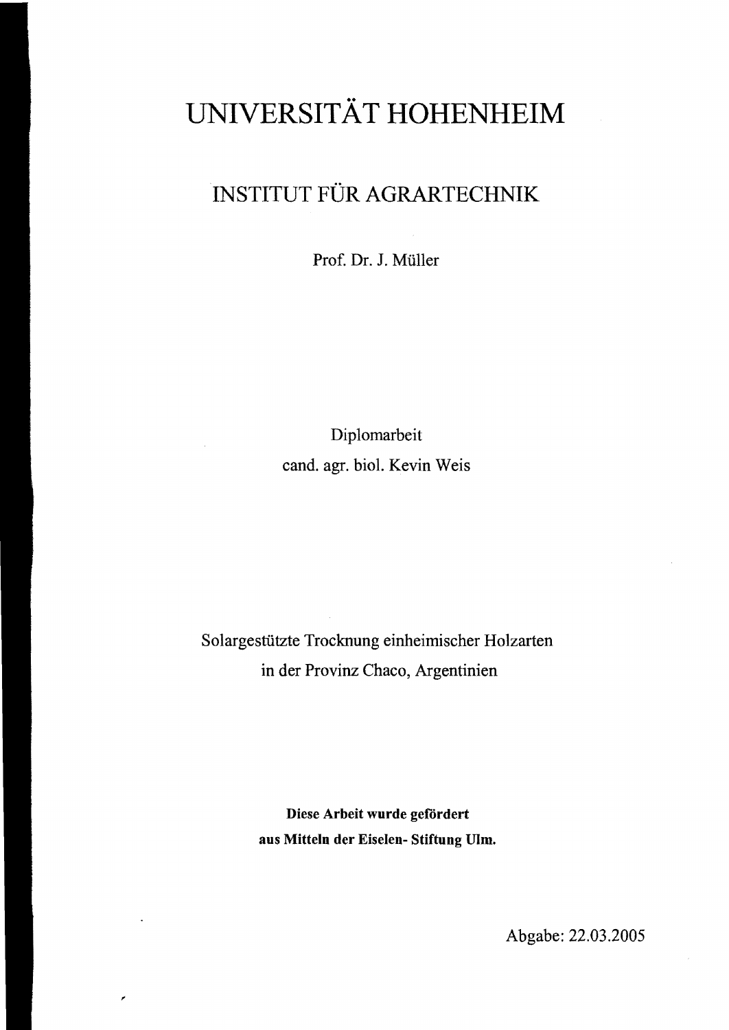# UNIVERSITÄT HOHENHEIM

## INSTITUT FÜR AGRARTECHNIK

Prof. Dr. J. Müller

Diplomarbeit

cand. agr. biol. Kevin Weis

Solargestützte Trocknung einheimischer Holzarten in der Provinz Chaco, Argentinien

**Diese Arbeit wurde gefördert aus Mitteln der Eiselen- Stiftung Ulm.**

Abgabe: 22.03.2005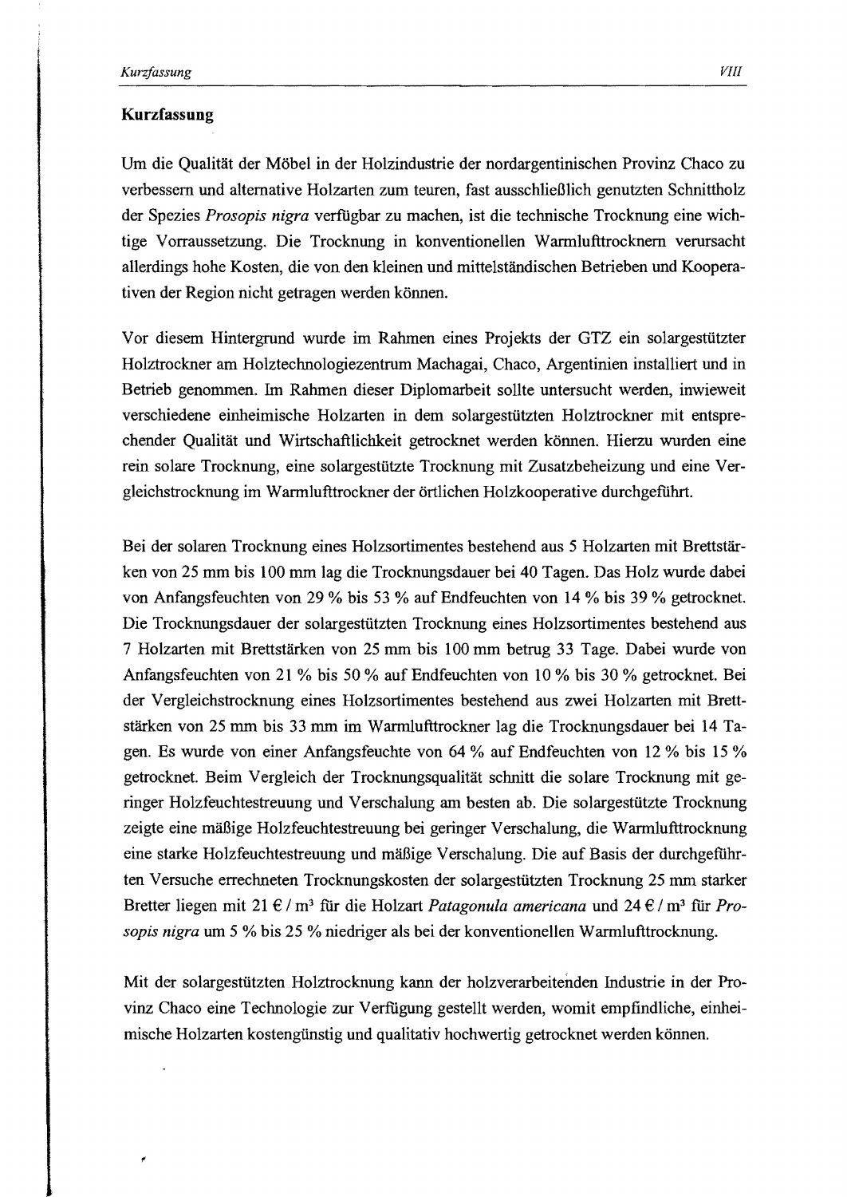## Kurzfassung

Um die Qualität der Möbel in der Holzindustrie der nordargentinischen Provinz Chaco zu verbessern und alternative Holzarten zum teuren, fast ausschließlich genutzten Schnittholz der Spezies *Prosopis nigra* verfügbar zu machen, ist die technische Trocknung eine wichtige Vorraussetzung. Die Trocknung in konventionellen Warmlufttrocknern verursacht allerdings hohe Kosten, die von den kleinen und mittelständischen Betrieben und Kooperativen der Region nicht getragen werden können.

Vor diesem Hintergrund wurde im Rahmen eines Projekts der GTZ ein solargestützter Holztrockner am Holztechnologiezentrum Machagai, Chaco, Argentinien installiert und in Betrieb genommen. Im Rahmen dieser Diplomarbeit sollte untersucht werden, inwieweit verschiedene einheimische Holzarten in dem solargestützten Holztrockner mit entsprechender Qualität und Wirtschaftlichkeit getrocknet werden können. Hierzu wurden eine rein solare Trocknung, eine solargestützte Trocknung mit Zusatzbeheizung und eine Vergleichstrocknung im Warmlufttrockner der örtlichen Holzkooperative durchgeführt.

Bei der solaren Trocknung eines Holzsortimentes bestehend aus 5 Holzarten mit Brettstärken von 25 mm bis 100 mm lag die Trocknungsdauer bei 40 Tagen. Das Holz wurde dabei von Anfangsfeuchten von 29 % bis 53 % auf Endfeuchten von 14 % bis 39 % getrocknet. Die Trocknungsdauer der solargestützten Trocknung eines Holzsortimentes bestehend aus 7 Holzarten mit Brettstärken von 25 mm bis 100 mm betrug 33 Tage. Dabei wurde von Anfangsfeuchten von 21 % bis 50 % auf Endfeuchten von 10 % bis 30 % getrocknet. Bei der Vergleichstrocknung eines Holzsortimentes bestehend aus zwei Holzarten mit Brettstärken von 25 mm bis 33 mm im Warmlufttrockner lag die Trocknungsdauer bei 14 Tagen. Es wurde von einer Anfangsfeuchte von 64 % auf Endfeuchten von 12 % bis 15 % getrocknet. Beim Vergleich der Trocknungsqualität schnitt die solare Trocknung mit geringer Holzfeuchtestreuung und Verschalung am besten ab. Die solargestützte Trocknung zeigte eine mäßige Holzfeuchtestreuung bei geringer Verschalung, die Warmlufttrocknung eine starke Holzfeuchtestreuung und mäßige Verschalung. Die auf Basis der durchgeführten Versuche errechneten Trocknungskosten der solargestützten Trocknung 25 mm starker Bretter liegen mit 21 € / m³ für die Holzart *Patagonula americana* und 24 € / m³ für *Prosopis nigra* um 5 % bis 25 % niedriger als bei der konventionellen Warmlufttrocknung.

Mit der solargestützten Holztrocknung kann der holzverarbeitenden Industrie in der Provinz Chaco eine Technologie zur Verfügung gestellt werden, womit empfindliche, einheimische Holzarten kostengünstig und qualitativ hochwertig getrocknet werden können.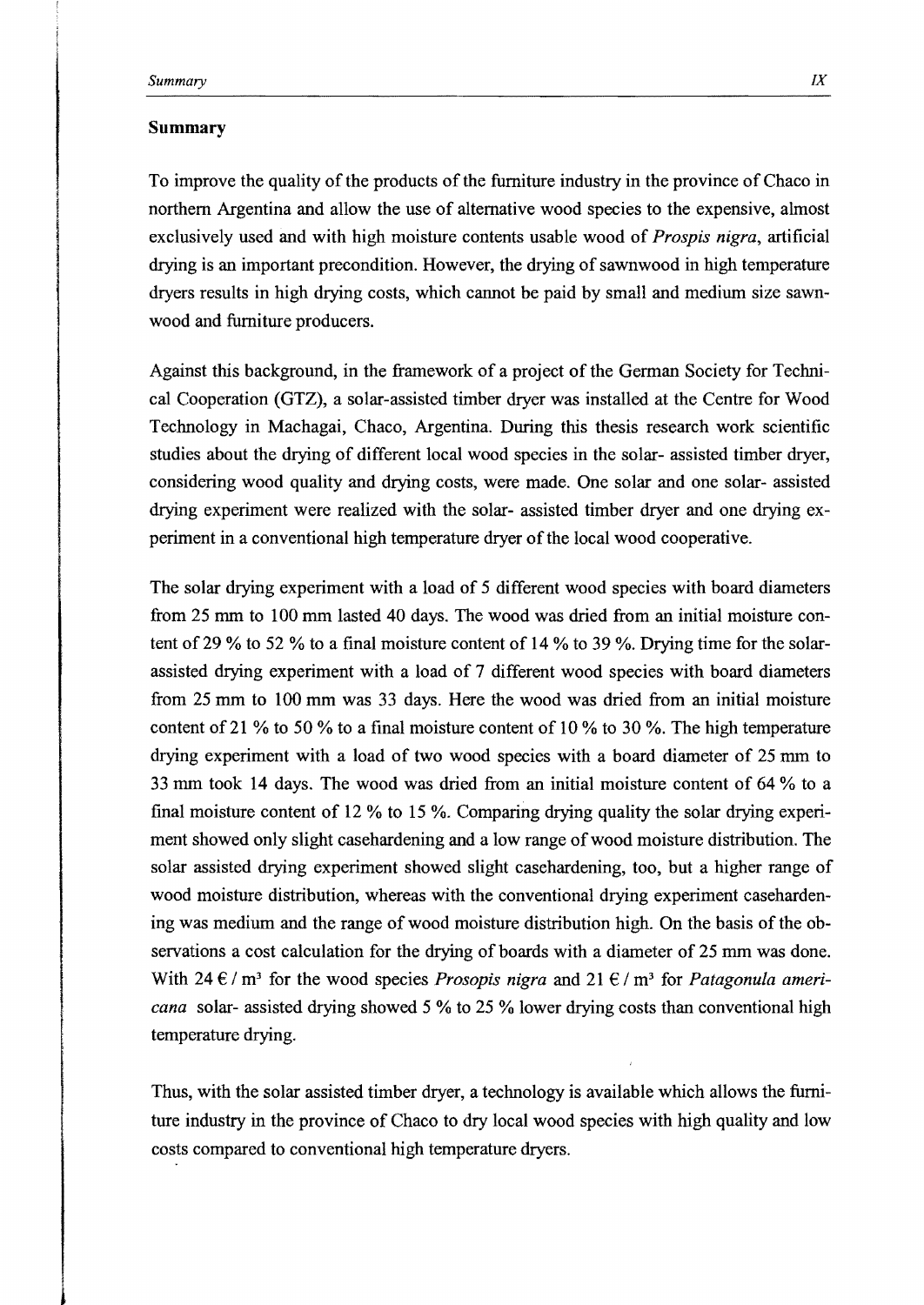# Summary

To improve the quality of the products of the furniture industry in the province of Chaco in northern Argentina and allow the use of alternative wood species to the expensive, almost exclusively used and with high moisture contents usable wood of *Prospis nigra*, artificial drying is an important precondition. However, the drying of sawnwood in high temperature dryers results in high drying costs, which cannot be paid by small and medium size sawnwood and furniture producers.

Against this background, in the framework of a project of the German Society for Technical Cooperation (GTZ), a solar-assisted timber dryer was installed at the Centre for Wood Technology in Machagai, Chaco, Argentina. During this thesis research work scientific studies about the drying of different local wood species in the solar- assisted timber dryer, considering wood quality and drying costs, were made. One solar and one solar- assisted drying experiment were realized with the solar- assisted timber dryer and one drying experiment in a conventional high temperature dryer of the local wood cooperative.

The solar drying experiment with a load of 5 different wood species with board diameters from 25 mm to 100 mm lasted 40 days. The wood was dried from an initial moisture content of 29 % to 52 % to a final moisture content of 14 % to 39 %. Drying time for the solar-assisted drying experiment with a load of 7 different wood species with board diameters from 25 mm to 100 mm was 33 days. Here the wood was dried from an initial moisture content of 21 % to 50 % to a final moisture content of 10 % to 30 %. The high temperature drying experiment with a load of two wood species with a board diameter of 25 mm to 33 mm took 14 days. The wood was dried from an initial moisture content of 64 % to a final moisture content of 12 % to 15 %. Comparing drying quality the solar drying experiment showed only slight casehardening and a low range of wood moisture distribution. The solar assisted drying experiment showed slight casehardening, too, but a higher range of wood moisture distribution, whereas with the conventional drying experiment casehardening was medium and the range of wood moisture distribution high. On the basis of the observations a cost calculation for the drying of boards with a diameter of 25 mm was done. With 24 € / m³ for the wood species *Prosopis nigra* and 21 € / m³ for *Patagonula americana* solar- assisted drying showed 5 % to 25 % lower drying costs than conventional high temperature drying.

Thus, with the solar assisted timber dryer, a technology is available which allows the furniture industry in the province of Chaco to dry local wood species with high quality and low costs compared to conventional high temperature dryers.